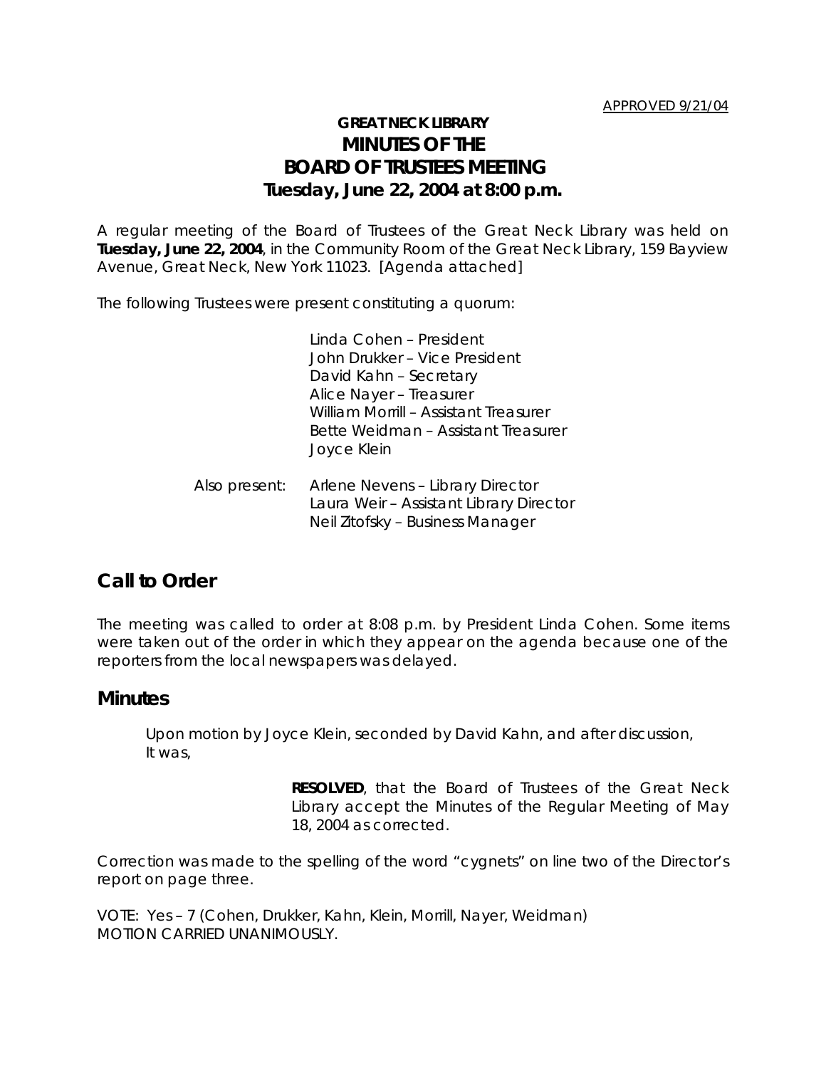APPROVED 9/21/04

# GREAT NECK LIBRARY
# MINUTES OF THE BOARD OF TRUSTEES MEETING
## Tuesday, June 22, 2004 at 8:00 p.m.

A regular meeting of the Board of Trustees of the Great Neck Library was held on **Tuesday, June 22, 2004**, in the Community Room of the Great Neck Library, 159 Bayview Avenue, Great Neck, New York 11023. [Agenda attached]

The following Trustees were present constituting a quorum:

Linda Cohen – President
John Drukker – Vice President
David Kahn – Secretary
Alice Nayer – Treasurer
William Morrill – Assistant Treasurer
Bette Weidman – Assistant Treasurer
Joyce Klein

Also present:
Arlene Nevens – Library Director
Laura Weir – Assistant Library Director
Neil Zitofsky – Business Manager

## Call to Order

The meeting was called to order at 8:08 p.m. by President Linda Cohen. Some items were taken out of the order in which they appear on the agenda because one of the reporters from the local newspapers was delayed.

## Minutes

Upon motion by Joyce Klein, seconded by David Kahn, and after discussion, It was,

> **RESOLVED**, that the Board of Trustees of the Great Neck Library accept the Minutes of the Regular Meeting of May 18, 2004 as corrected.

Correction was made to the spelling of the word "cygnets" on line two of the Director's report on page three.

VOTE: Yes – 7 (Cohen, Drukker, Kahn, Klein, Morrill, Nayer, Weidman)
MOTION CARRIED UNANIMOUSLY.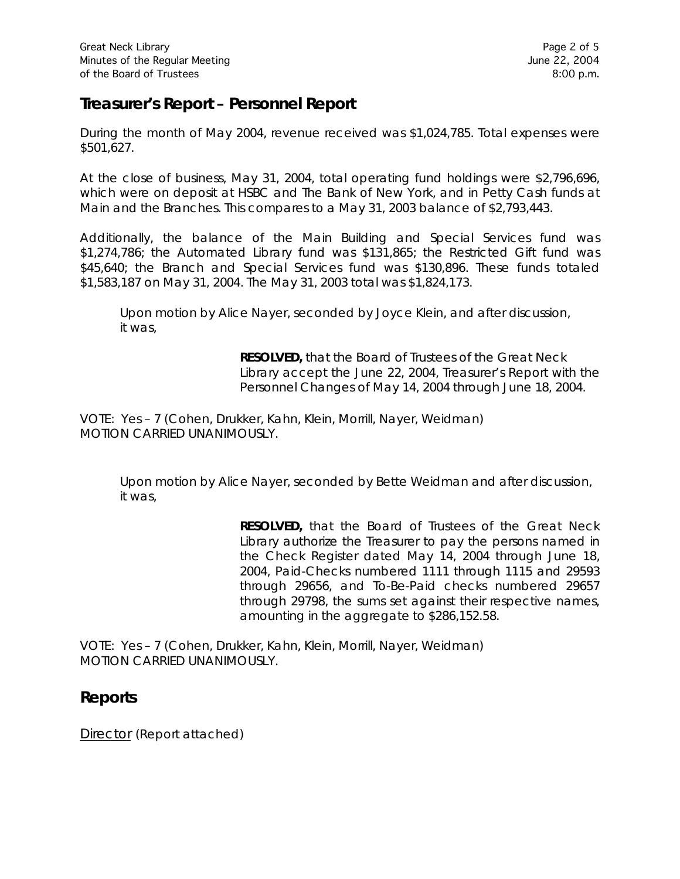## Treasurer's Report – Personnel Report

During the month of May 2004, revenue received was $1,024,785. Total expenses were $501,627.

At the close of business, May 31, 2004, total operating fund holdings were $2,796,696, which were on deposit at HSBC and The Bank of New York, and in Petty Cash funds at Main and the Branches. This compares to a May 31, 2003 balance of $2,793,443.

Additionally, the balance of the Main Building and Special Services fund was $1,274,786; the Automated Library fund was $131,865; the Restricted Gift fund was $45,640; the Branch and Special Services fund was $130,896. These funds totaled $1,583,187 on May 31, 2004. The May 31, 2003 total was $1,824,173.

> Upon motion by Alice Nayer, seconded by Joyce Klein, and after discussion, it was,
>
> > **RESOLVED,** that the Board of Trustees of the Great Neck Library accept the June 22, 2004, Treasurer's Report with the Personnel Changes of May 14, 2004 through June 18, 2004.

VOTE: Yes – 7 (Cohen, Drukker, Kahn, Klein, Morrill, Nayer, Weidman)
MOTION CARRIED UNANIMOUSLY.

> Upon motion by Alice Nayer, seconded by Bette Weidman and after discussion, it was,
>
> > **RESOLVED,** that the Board of Trustees of the Great Neck Library authorize the Treasurer to pay the persons named in the Check Register dated May 14, 2004 through June 18, 2004, Paid-Checks numbered 1111 through 1115 and 29593 through 29656, and To-Be-Paid checks numbered 29657 through 29798, the sums set against their respective names, amounting in the aggregate to $286,152.58.

VOTE: Yes – 7 (Cohen, Drukker, Kahn, Klein, Morrill, Nayer, Weidman)
MOTION CARRIED UNANIMOUSLY.

## Reports

Director (Report attached)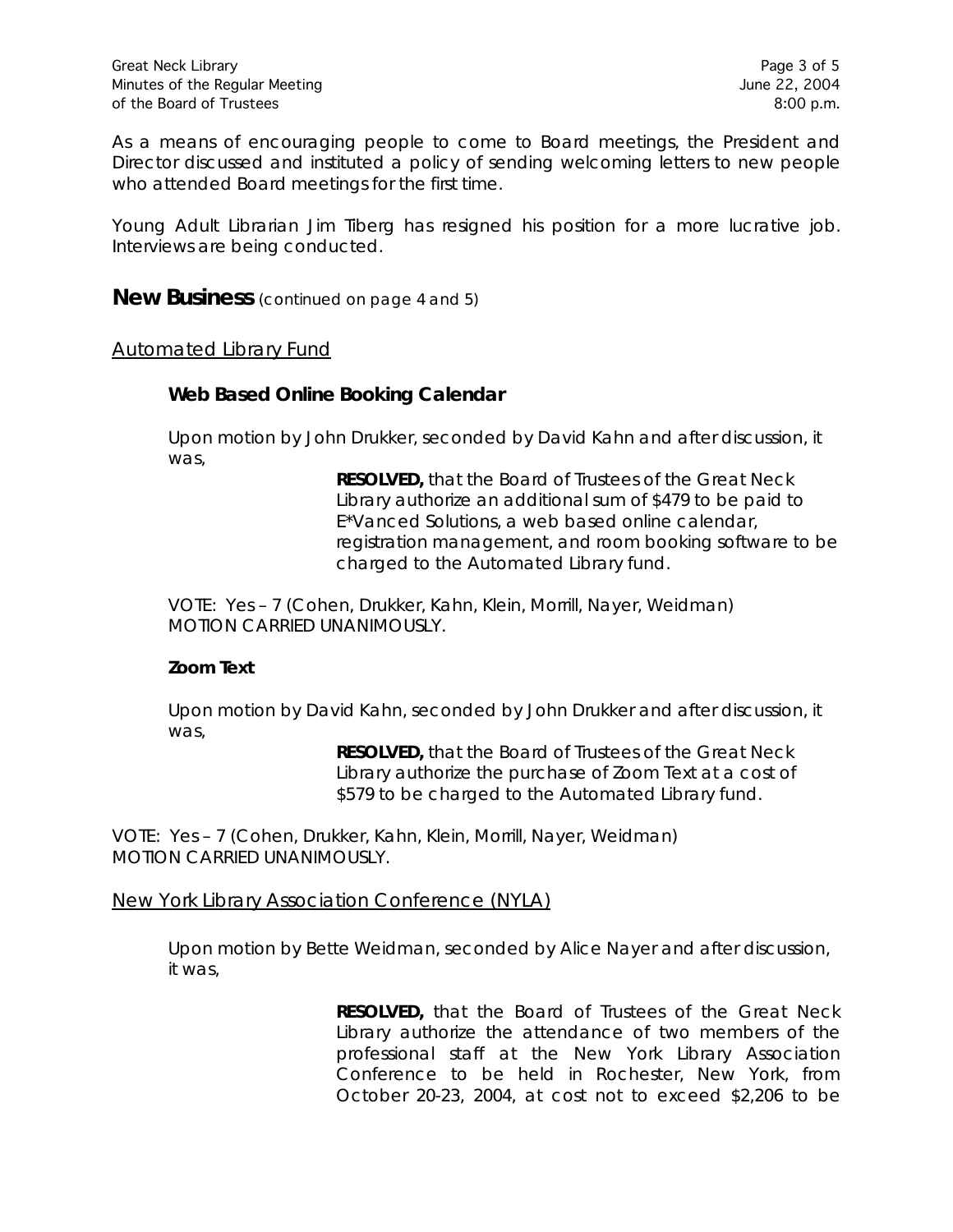As a means of encouraging people to come to Board meetings, the President and Director discussed and instituted a policy of sending welcoming letters to new people who attended Board meetings for the first time.

Young Adult Librarian Jim Tiberg has resigned his position for a more lucrative job. Interviews are being conducted.

## New Business (continued on page 4 and 5)

### Automated Library Fund

#### Web Based Online Booking Calendar

Upon motion by John Drukker, seconded by David Kahn and after discussion, it was,

> **RESOLVED,** that the Board of Trustees of the Great Neck Library authorize an additional sum of $479 to be paid to E*Vanced Solutions, a web based online calendar, registration management, and room booking software to be charged to the Automated Library fund.

VOTE: Yes – 7 (Cohen, Drukker, Kahn, Klein, Morrill, Nayer, Weidman)
MOTION CARRIED UNANIMOUSLY.

#### Zoom Text

Upon motion by David Kahn, seconded by John Drukker and after discussion, it was,

> **RESOLVED,** that the Board of Trustees of the Great Neck Library authorize the purchase of Zoom Text at a cost of $579 to be charged to the Automated Library fund.

VOTE: Yes – 7 (Cohen, Drukker, Kahn, Klein, Morrill, Nayer, Weidman)
MOTION CARRIED UNANIMOUSLY.

### New York Library Association Conference (NYLA)

Upon motion by Bette Weidman, seconded by Alice Nayer and after discussion, it was,

> **RESOLVED,** that the Board of Trustees of the Great Neck Library authorize the attendance of two members of the professional staff at the New York Library Association Conference to be held in Rochester, New York, from October 20-23, 2004, at cost not to exceed $2,206 to be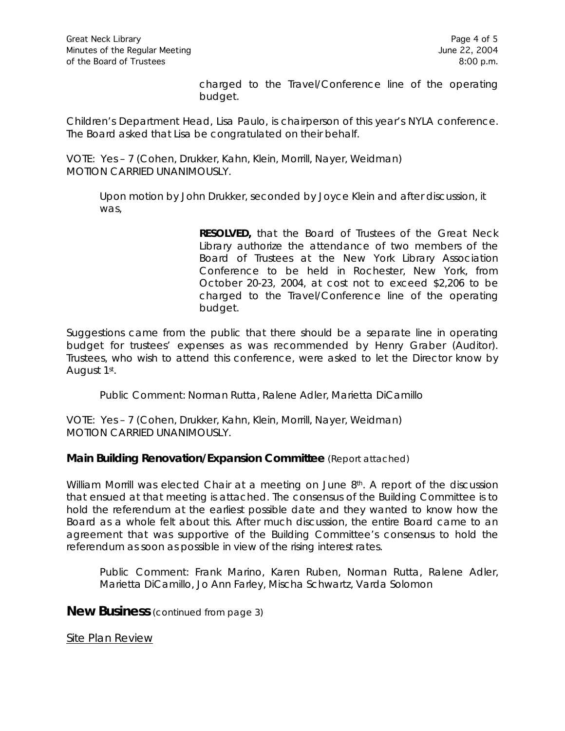> charged to the Travel/Conference line of the operating budget.

Children's Department Head, Lisa Paulo, is chairperson of this year's NYLA conference. The Board asked that Lisa be congratulated on their behalf.

VOTE: Yes – 7 (Cohen, Drukker, Kahn, Klein, Morrill, Nayer, Weidman)
MOTION CARRIED UNANIMOUSLY.

Upon motion by John Drukker, seconded by Joyce Klein and after discussion, it was,

> **RESOLVED,** that the Board of Trustees of the Great Neck Library authorize the attendance of two members of the Board of Trustees at the New York Library Association Conference to be held in Rochester, New York, from October 20-23, 2004, at cost not to exceed $2,206 to be charged to the Travel/Conference line of the operating budget.

Suggestions came from the public that there should be a separate line in operating budget for trustees' expenses as was recommended by Henry Graber (Auditor). Trustees, who wish to attend this conference, were asked to let the Director know by August 1st.

Public Comment: Norman Rutta, Ralene Adler, Marietta DiCamillo

VOTE: Yes – 7 (Cohen, Drukker, Kahn, Klein, Morrill, Nayer, Weidman)
MOTION CARRIED UNANIMOUSLY.

### Main Building Renovation/Expansion Committee *(Report attached)*

William Morrill was elected Chair at a meeting on June 8th. A report of the discussion that ensued at that meeting is attached. The consensus of the Building Committee is to hold the referendum at the earliest possible date and they wanted to know how the Board as a whole felt about this. After much discussion, the entire Board came to an agreement that was supportive of the Building Committee's consensus to hold the referendum as soon as possible in view of the rising interest rates.

Public Comment: Frank Marino, Karen Ruben, Norman Rutta, Ralene Adler, Marietta DiCamillo, Jo Ann Farley, Mischa Schwartz, Varda Solomon

## New Business *(continued from page 3)*

<u>Site Plan Review</u>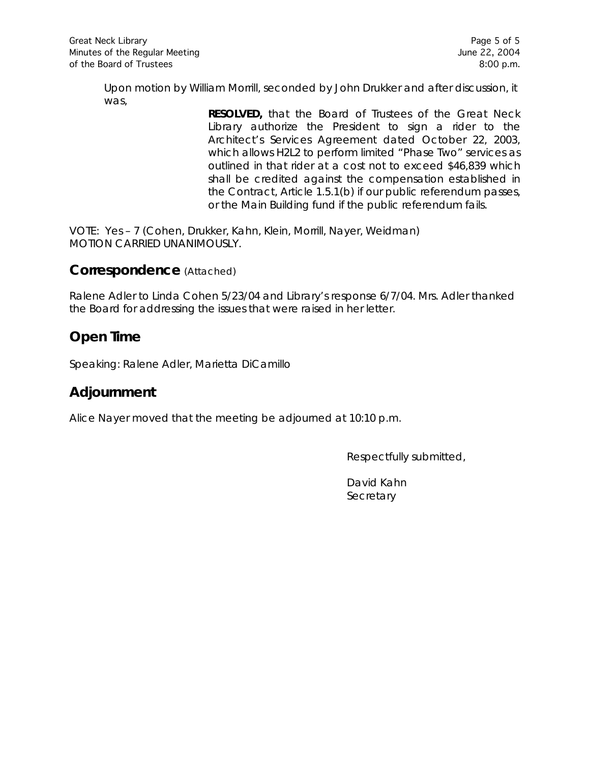Upon motion by William Morrill, seconded by John Drukker and after discussion, it was,

> **RESOLVED,** that the Board of Trustees of the Great Neck Library authorize the President to sign a rider to the Architect's Services Agreement dated October 22, 2003, which allows H2L2 to perform limited "Phase Two" services as outlined in that rider at a cost not to exceed $46,839 which shall be credited against the compensation established in the Contract, Article 1.5.1(b) if our public referendum passes, or the Main Building fund if the public referendum fails.

VOTE: Yes – 7 (Cohen, Drukker, Kahn, Klein, Morrill, Nayer, Weidman)
MOTION CARRIED UNANIMOUSLY.

## Correspondence *(Attached)*

Ralene Adler to Linda Cohen 5/23/04 and Library's response 6/7/04. Mrs. Adler thanked the Board for addressing the issues that were raised in her letter.

## Open Time

Speaking: Ralene Adler, Marietta DiCamillo

## Adjournment

Alice Nayer moved that the meeting be adjourned at 10:10 p.m.

Respectfully submitted,

David Kahn
Secretary